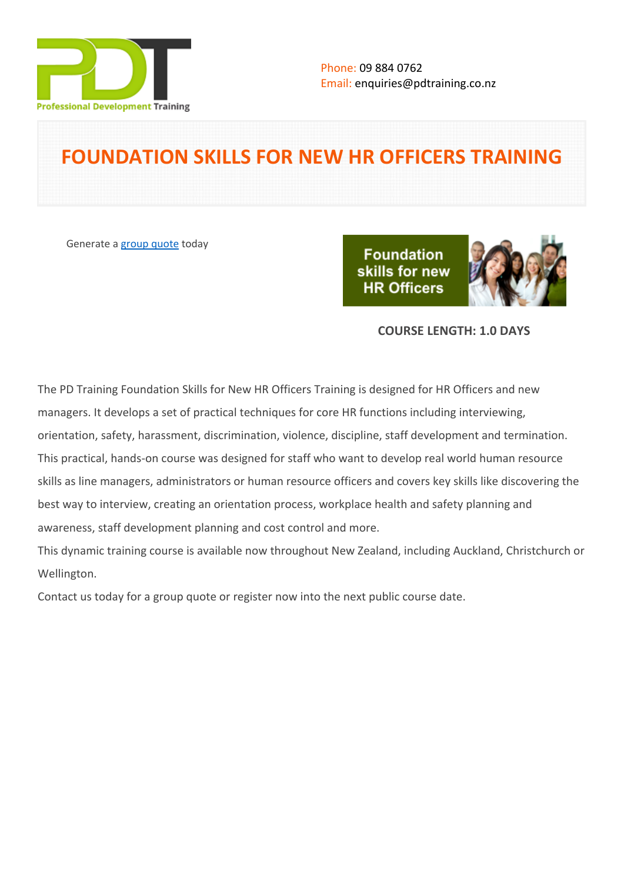Phone: 09 884 0762
Email: enquiries@pdtraining.co.nz

# FOUNDATION SKILLS FOR NEW HR OFFICERS TRAINING

Generate a group quote today

**COURSE LENGTH: 1.0 DAYS**

The PD Training Foundation Skills for New HR Officers Training is designed for HR Officers and new managers. It develops a set of practical techniques for core HR functions including interviewing, orientation, safety, harassment, discrimination, violence, discipline, staff development and termination. This practical, hands-on course was designed for staff who want to develop real world human resource skills as line managers, administrators or human resource officers and covers key skills like discovering the best way to interview, creating an orientation process, workplace health and safety planning and awareness, staff development planning and cost control and more.

This dynamic training course is available now throughout New Zealand, including Auckland, Christchurch or Wellington.

Contact us today for a group quote or register now into the next public course date.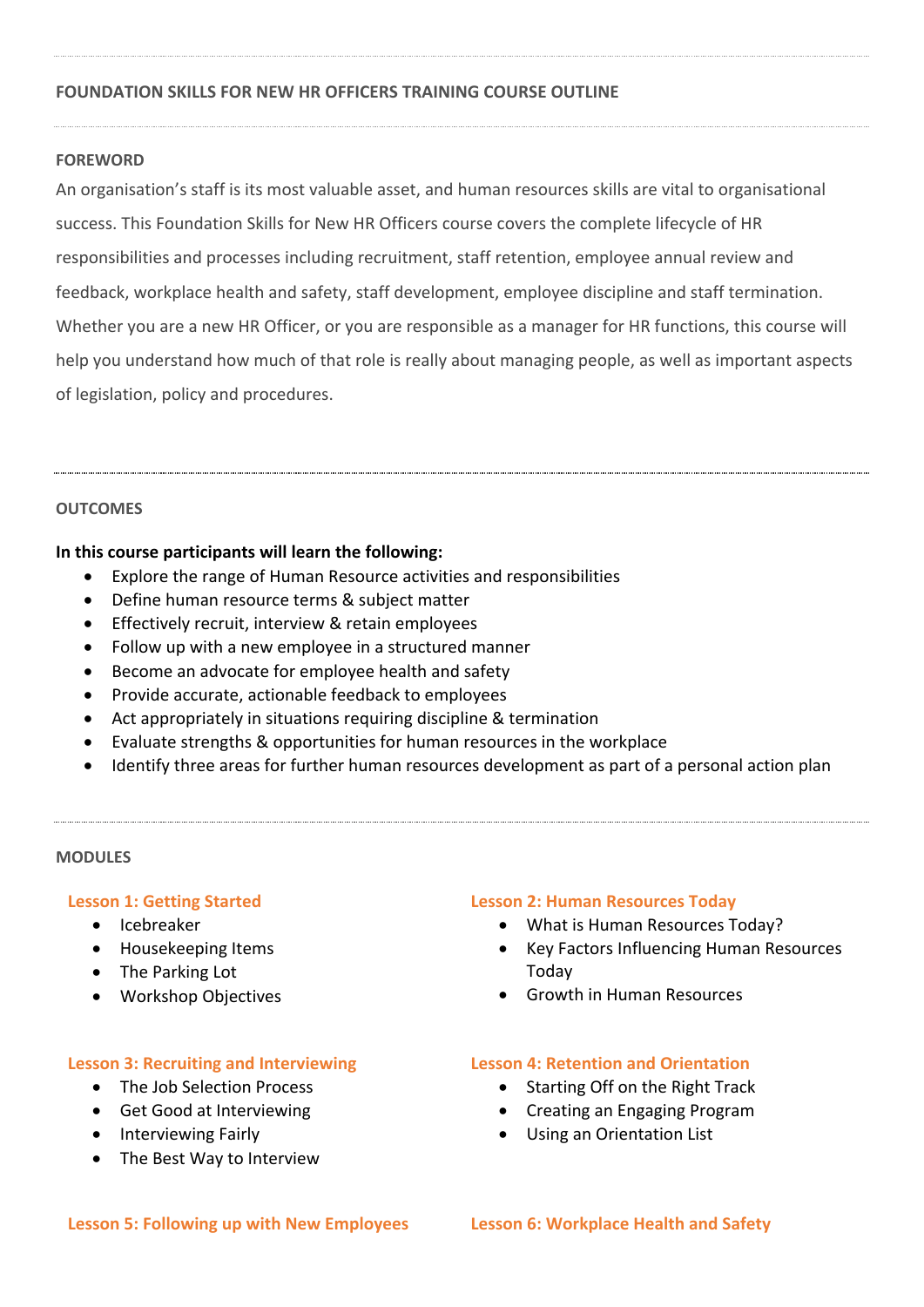## FOUNDATION SKILLS FOR NEW HR OFFICERS TRAINING COURSE OUTLINE

### FOREWORD

An organisation's staff is its most valuable asset, and human resources skills are vital to organisational success. This Foundation Skills for New HR Officers course covers the complete lifecycle of HR responsibilities and processes including recruitment, staff retention, employee annual review and feedback, workplace health and safety, staff development, employee discipline and staff termination. Whether you are a new HR Officer, or you are responsible as a manager for HR functions, this course will help you understand how much of that role is really about managing people, as well as important aspects of legislation, policy and procedures.

### OUTCOMES

**In this course participants will learn the following:**

- Explore the range of Human Resource activities and responsibilities
- Define human resource terms & subject matter
- Effectively recruit, interview & retain employees
- Follow up with a new employee in a structured manner
- Become an advocate for employee health and safety
- Provide accurate, actionable feedback to employees
- Act appropriately in situations requiring discipline & termination
- Evaluate strengths & opportunities for human resources in the workplace
- Identify three areas for further human resources development as part of a personal action plan

### MODULES

#### Lesson 1: Getting Started

- Icebreaker
- Housekeeping Items
- The Parking Lot
- Workshop Objectives

#### Lesson 2: Human Resources Today

- What is Human Resources Today?
- Key Factors Influencing Human Resources Today
- Growth in Human Resources

#### Lesson 3: Recruiting and Interviewing

- The Job Selection Process
- Get Good at Interviewing
- Interviewing Fairly
- The Best Way to Interview

#### Lesson 4: Retention and Orientation

- Starting Off on the Right Track
- Creating an Engaging Program
- Using an Orientation List

#### Lesson 5: Following up with New Employees

#### Lesson 6: Workplace Health and Safety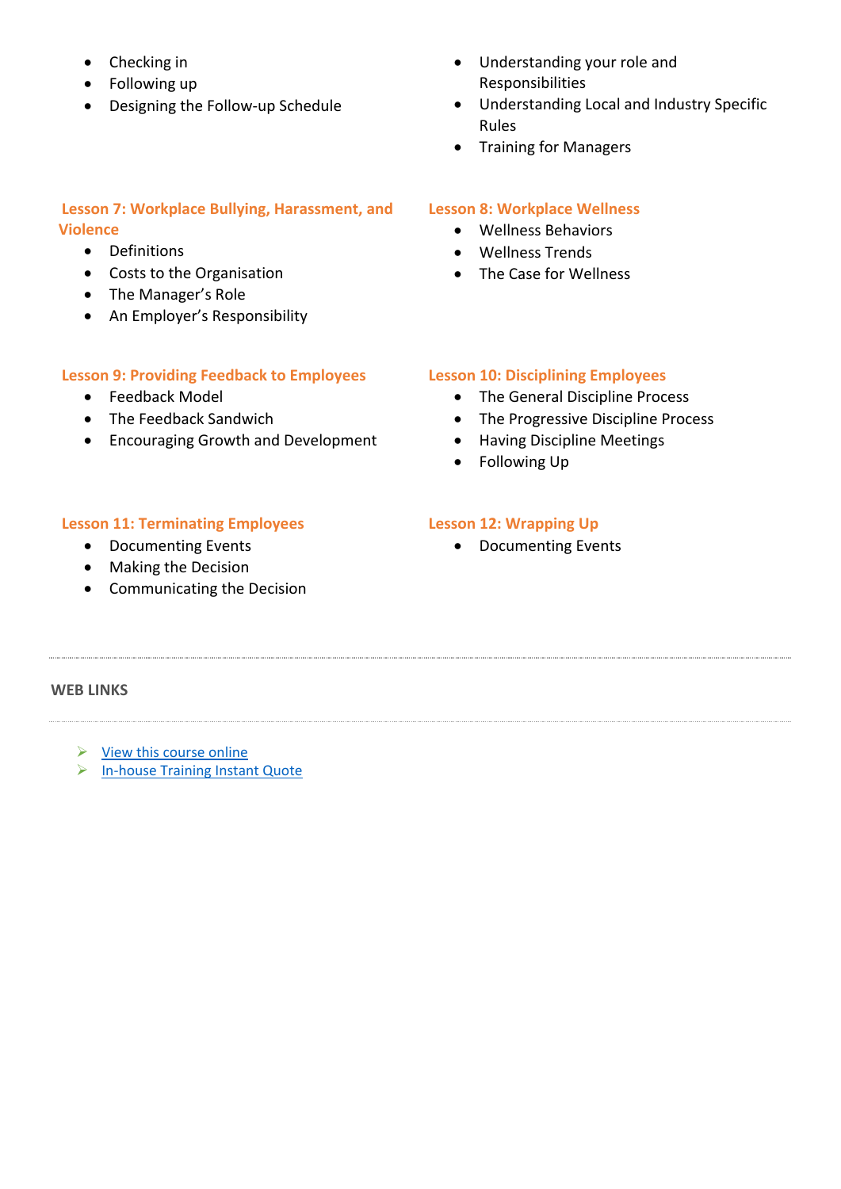- Checking in
- Following up
- Designing the Follow-up Schedule

- Understanding your role and Responsibilities
- Understanding Local and Industry Specific Rules
- Training for Managers

### Lesson 7: Workplace Bullying, Harassment, and Violence

- Definitions
- Costs to the Organisation
- The Manager's Role
- An Employer's Responsibility

### Lesson 8: Workplace Wellness

- Wellness Behaviors
- Wellness Trends
- The Case for Wellness

### Lesson 9: Providing Feedback to Employees

- Feedback Model
- The Feedback Sandwich
- Encouraging Growth and Development

### Lesson 10: Disciplining Employees

- The General Discipline Process
- The Progressive Discipline Process
- Having Discipline Meetings
- Following Up

### Lesson 11: Terminating Employees

- Documenting Events
- Making the Decision
- Communicating the Decision

### Lesson 12: Wrapping Up

- Documenting Events

---

**WEB LINKS**

---

- View this course online
- In-house Training Instant Quote